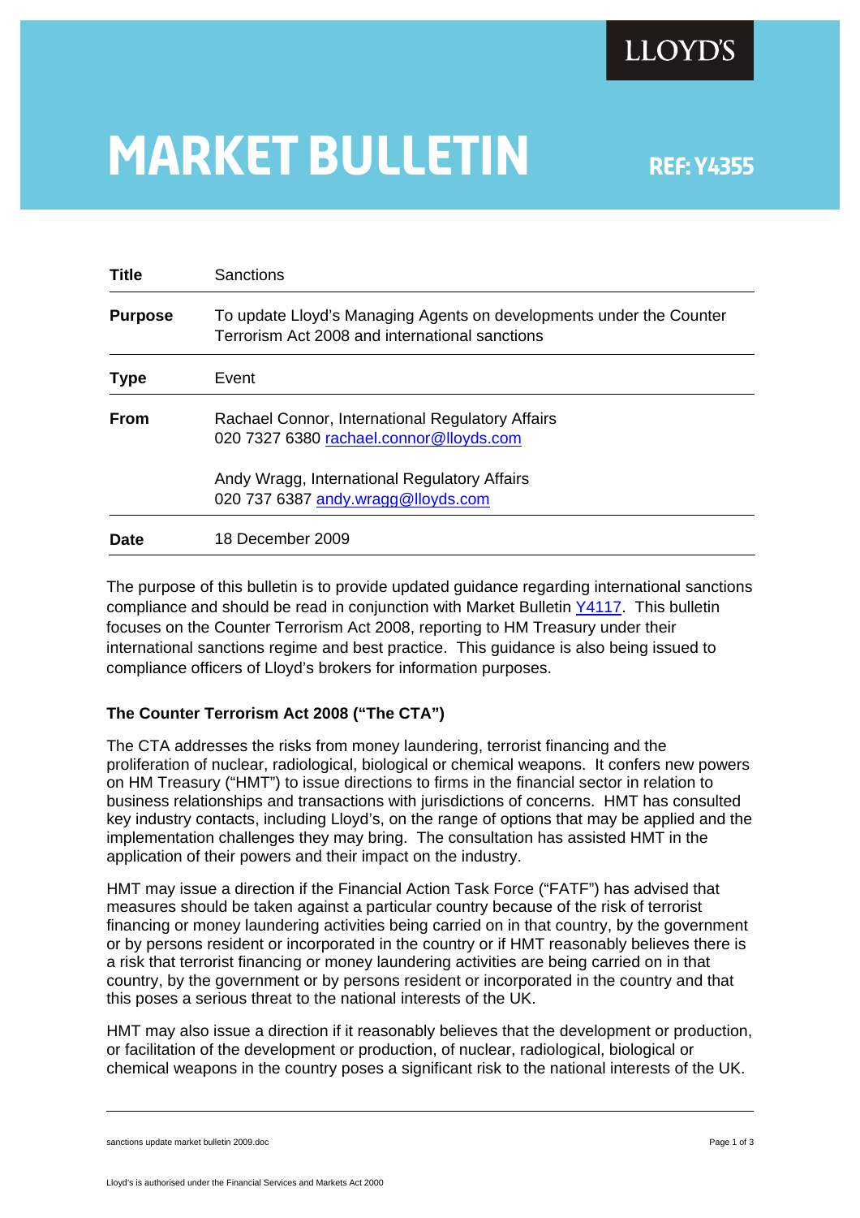LLOYD'S

# MARKET BULLETIN

**REF: Y4355**

| **Title** | Sanctions |
|---|---|
| **Purpose** | To update Lloyd's Managing Agents on developments under the Counter Terrorism Act 2008 and international sanctions |
| **Type** | Event |
| **From** | Rachael Connor, International Regulatory Affairs<br>020 7327 6380 rachael.connor@lloyds.com<br><br>Andy Wragg, International Regulatory Affairs<br>020 737 6387 andy.wragg@lloyds.com |
| **Date** | 18 December 2009 |

The purpose of this bulletin is to provide updated guidance regarding international sanctions compliance and should be read in conjunction with Market Bulletin Y4117. This bulletin focuses on the Counter Terrorism Act 2008, reporting to HM Treasury under their international sanctions regime and best practice. This guidance is also being issued to compliance officers of Lloyd's brokers for information purposes.

## The Counter Terrorism Act 2008 ("The CTA")

The CTA addresses the risks from money laundering, terrorist financing and the proliferation of nuclear, radiological, biological or chemical weapons. It confers new powers on HM Treasury ("HMT") to issue directions to firms in the financial sector in relation to business relationships and transactions with jurisdictions of concerns. HMT has consulted key industry contacts, including Lloyd's, on the range of options that may be applied and the implementation challenges they may bring. The consultation has assisted HMT in the application of their powers and their impact on the industry.

HMT may issue a direction if the Financial Action Task Force ("FATF") has advised that measures should be taken against a particular country because of the risk of terrorist financing or money laundering activities being carried on in that country, by the government or by persons resident or incorporated in the country or if HMT reasonably believes there is a risk that terrorist financing or money laundering activities are being carried on in that country, by the government or by persons resident or incorporated in the country and that this poses a serious threat to the national interests of the UK.

HMT may also issue a direction if it reasonably believes that the development or production, or facilitation of the development or production, of nuclear, radiological, biological or chemical weapons in the country poses a significant risk to the national interests of the UK.

sanctions update market bulletin 2009.doc

Lloyd's is authorised under the Financial Services and Markets Act 2000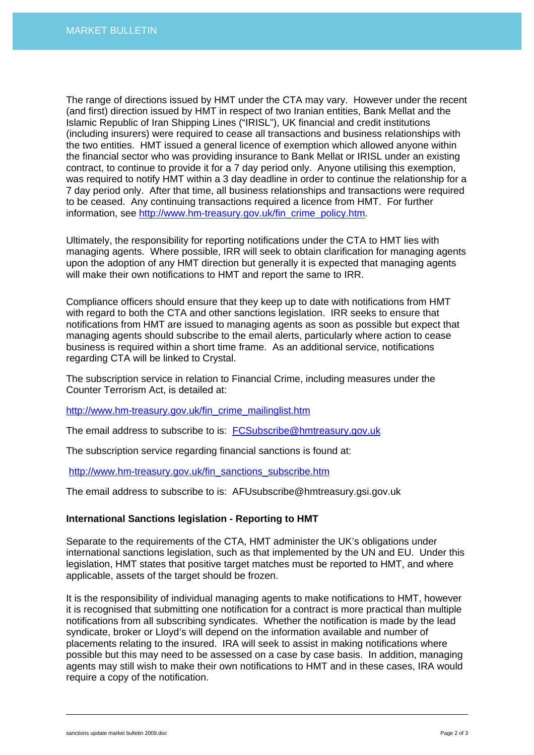The range of directions issued by HMT under the CTA may vary. However under the recent (and first) direction issued by HMT in respect of two Iranian entities, Bank Mellat and the Islamic Republic of Iran Shipping Lines ("IRISL"), UK financial and credit institutions (including insurers) were required to cease all transactions and business relationships with the two entities. HMT issued a general licence of exemption which allowed anyone within the financial sector who was providing insurance to Bank Mellat or IRISL under an existing contract, to continue to provide it for a 7 day period only. Anyone utilising this exemption, was required to notify HMT within a 3 day deadline in order to continue the relationship for a 7 day period only. After that time, all business relationships and transactions were required to be ceased. Any continuing transactions required a licence from HMT. For further information, see http://www.hm-treasury.gov.uk/fin_crime_policy.htm.

Ultimately, the responsibility for reporting notifications under the CTA to HMT lies with managing agents. Where possible, IRR will seek to obtain clarification for managing agents upon the adoption of any HMT direction but generally it is expected that managing agents will make their own notifications to HMT and report the same to IRR.

Compliance officers should ensure that they keep up to date with notifications from HMT with regard to both the CTA and other sanctions legislation. IRR seeks to ensure that notifications from HMT are issued to managing agents as soon as possible but expect that managing agents should subscribe to the email alerts, particularly where action to cease business is required within a short time frame. As an additional service, notifications regarding CTA will be linked to Crystal.

The subscription service in relation to Financial Crime, including measures under the Counter Terrorism Act, is detailed at:

http://www.hm-treasury.gov.uk/fin_crime_mailinglist.htm

The email address to subscribe to is: FCSubscribe@hmtreasury.gov.uk

The subscription service regarding financial sanctions is found at:

http://www.hm-treasury.gov.uk/fin_sanctions_subscribe.htm

The email address to subscribe to is: AFUsubscribe@hmtreasury.gsi.gov.uk

**International Sanctions legislation - Reporting to HMT**

Separate to the requirements of the CTA, HMT administer the UK's obligations under international sanctions legislation, such as that implemented by the UN and EU. Under this legislation, HMT states that positive target matches must be reported to HMT, and where applicable, assets of the target should be frozen.

It is the responsibility of individual managing agents to make notifications to HMT, however it is recognised that submitting one notification for a contract is more practical than multiple notifications from all subscribing syndicates. Whether the notification is made by the lead syndicate, broker or Lloyd's will depend on the information available and number of placements relating to the insured. IRA will seek to assist in making notifications where possible but this may need to be assessed on a case by case basis. In addition, managing agents may still wish to make their own notifications to HMT and in these cases, IRA would require a copy of the notification.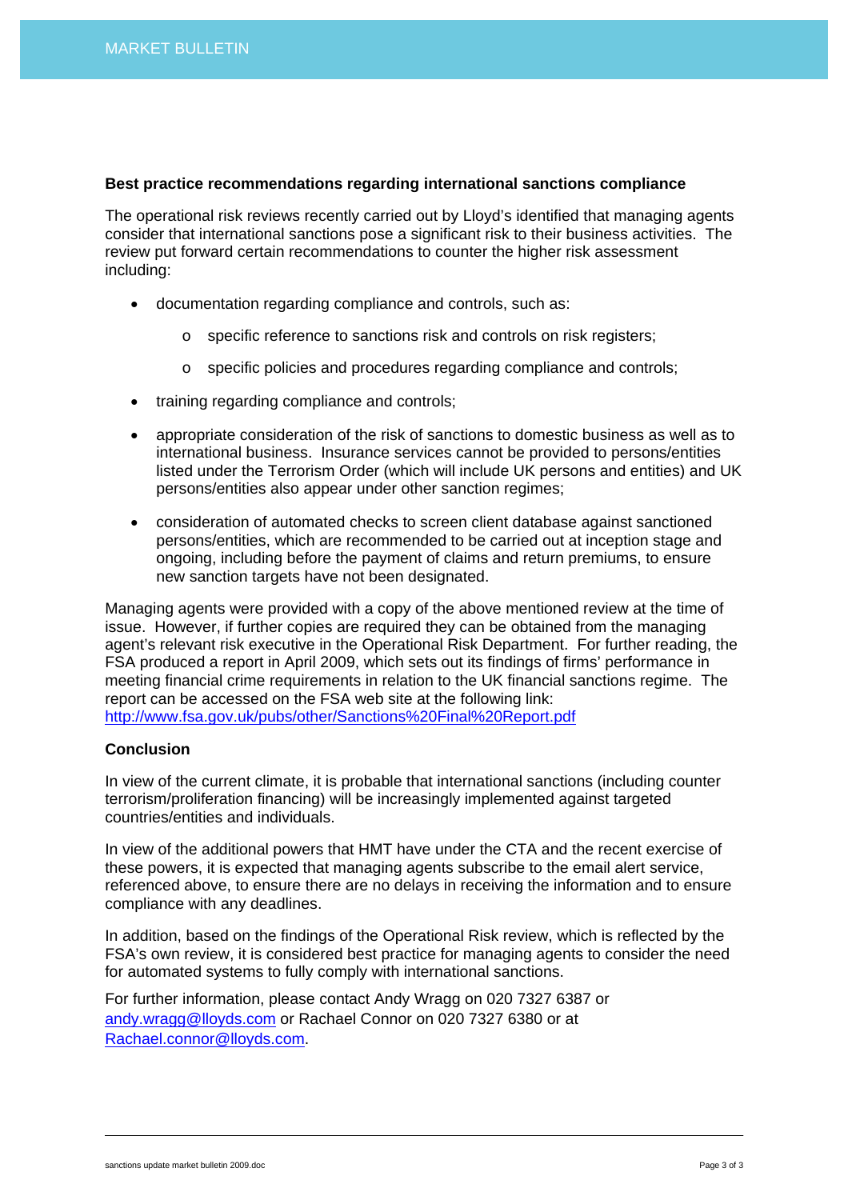**Best practice recommendations regarding international sanctions compliance**

The operational risk reviews recently carried out by Lloyd's identified that managing agents consider that international sanctions pose a significant risk to their business activities. The review put forward certain recommendations to counter the higher risk assessment including:

- documentation regarding compliance and controls, such as:
  - specific reference to sanctions risk and controls on risk registers;
  - specific policies and procedures regarding compliance and controls;
- training regarding compliance and controls;
- appropriate consideration of the risk of sanctions to domestic business as well as to international business. Insurance services cannot be provided to persons/entities listed under the Terrorism Order (which will include UK persons and entities) and UK persons/entities also appear under other sanction regimes;
- consideration of automated checks to screen client database against sanctioned persons/entities, which are recommended to be carried out at inception stage and ongoing, including before the payment of claims and return premiums, to ensure new sanction targets have not been designated.

Managing agents were provided with a copy of the above mentioned review at the time of issue. However, if further copies are required they can be obtained from the managing agent's relevant risk executive in the Operational Risk Department. For further reading, the FSA produced a report in April 2009, which sets out its findings of firms' performance in meeting financial crime requirements in relation to the UK financial sanctions regime. The report can be accessed on the FSA web site at the following link: http://www.fsa.gov.uk/pubs/other/Sanctions%20Final%20Report.pdf

**Conclusion**

In view of the current climate, it is probable that international sanctions (including counter terrorism/proliferation financing) will be increasingly implemented against targeted countries/entities and individuals.

In view of the additional powers that HMT have under the CTA and the recent exercise of these powers, it is expected that managing agents subscribe to the email alert service, referenced above, to ensure there are no delays in receiving the information and to ensure compliance with any deadlines.

In addition, based on the findings of the Operational Risk review, which is reflected by the FSA's own review, it is considered best practice for managing agents to consider the need for automated systems to fully comply with international sanctions.

For further information, please contact Andy Wragg on 020 7327 6387 or andy.wragg@lloyds.com or Rachael Connor on 020 7327 6380 or at Rachael.connor@lloyds.com.